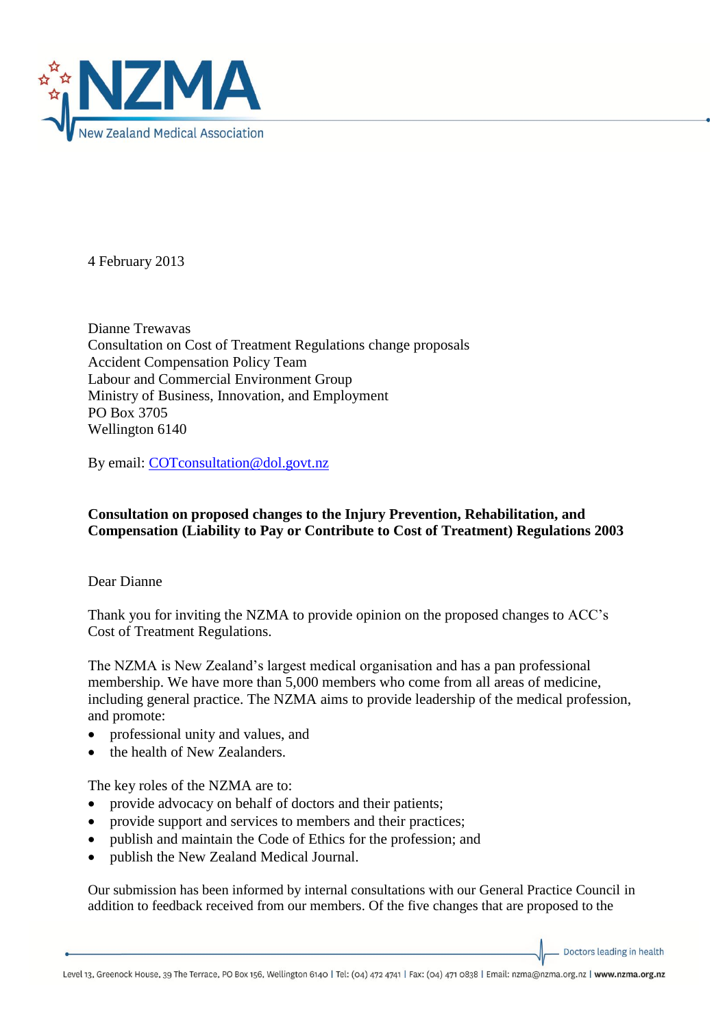4 February 2013

Dianne Trewavas
Consultation on Cost of Treatment Regulations change proposals
Accident Compensation Policy Team
Labour and Commercial Environment Group
Ministry of Business, Innovation, and Employment
PO Box 3705
Wellington 6140

By email: COTconsultation@dol.govt.nz

**Consultation on proposed changes to the Injury Prevention, Rehabilitation, and Compensation (Liability to Pay or Contribute to Cost of Treatment) Regulations 2003**

Dear Dianne

Thank you for inviting the NZMA to provide opinion on the proposed changes to ACC's Cost of Treatment Regulations.

The NZMA is New Zealand's largest medical organisation and has a pan professional membership. We have more than 5,000 members who come from all areas of medicine, including general practice. The NZMA aims to provide leadership of the medical profession, and promote:

- professional unity and values, and
- the health of New Zealanders.

The key roles of the NZMA are to:

- provide advocacy on behalf of doctors and their patients;
- provide support and services to members and their practices;
- publish and maintain the Code of Ethics for the profession; and
- publish the New Zealand Medical Journal.

Our submission has been informed by internal consultations with our General Practice Council in addition to feedback received from our members. Of the five changes that are proposed to the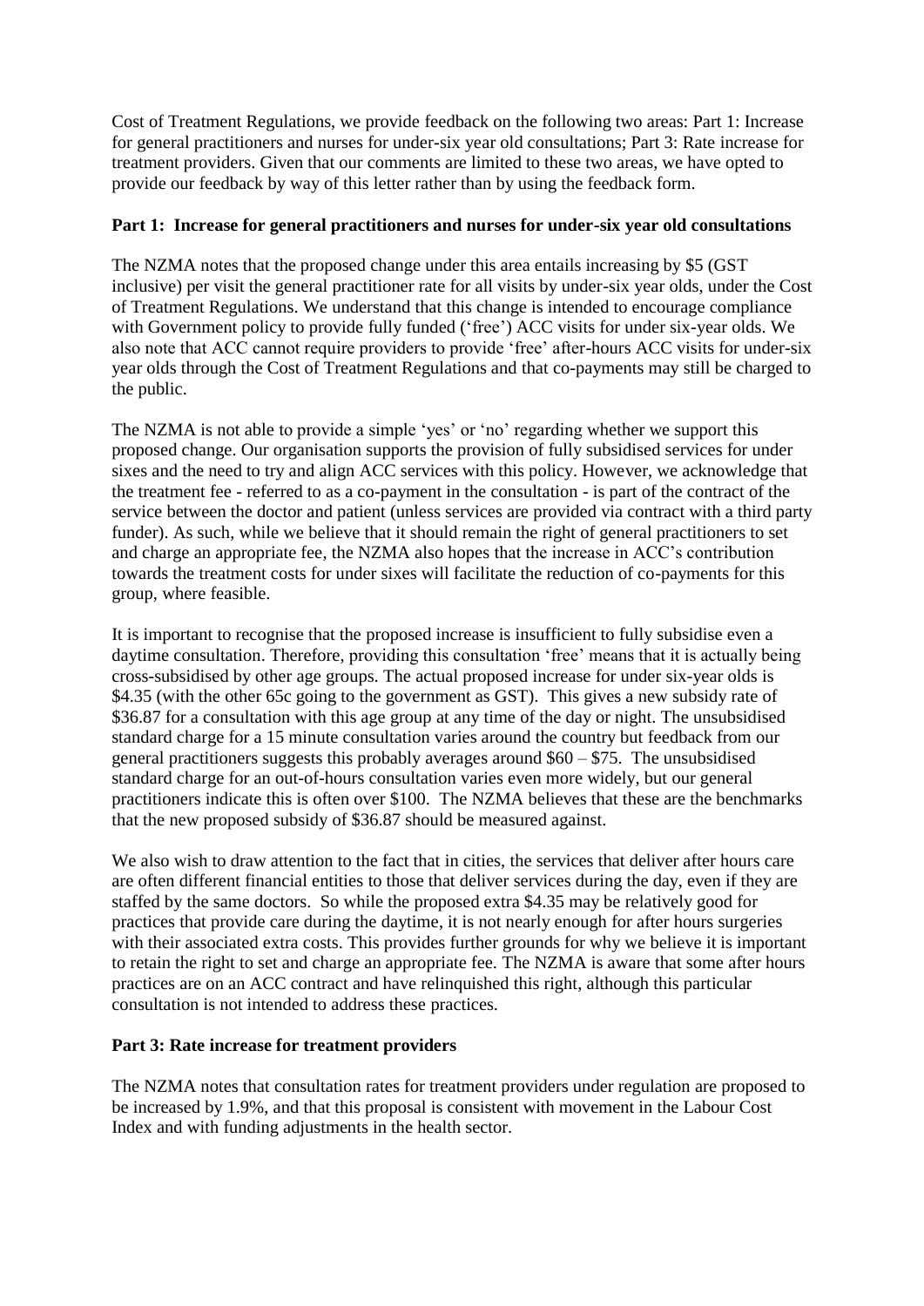Cost of Treatment Regulations, we provide feedback on the following two areas: Part 1: Increase for general practitioners and nurses for under-six year old consultations; Part 3: Rate increase for treatment providers. Given that our comments are limited to these two areas, we have opted to provide our feedback by way of this letter rather than by using the feedback form.

**Part 1: Increase for general practitioners and nurses for under-six year old consultations**

The NZMA notes that the proposed change under this area entails increasing by $5 (GST inclusive) per visit the general practitioner rate for all visits by under-six year olds, under the Cost of Treatment Regulations. We understand that this change is intended to encourage compliance with Government policy to provide fully funded ('free') ACC visits for under six-year olds. We also note that ACC cannot require providers to provide 'free' after-hours ACC visits for under-six year olds through the Cost of Treatment Regulations and that co-payments may still be charged to the public.

The NZMA is not able to provide a simple 'yes' or 'no' regarding whether we support this proposed change. Our organisation supports the provision of fully subsidised services for under sixes and the need to try and align ACC services with this policy. However, we acknowledge that the treatment fee - referred to as a co-payment in the consultation - is part of the contract of the service between the doctor and patient (unless services are provided via contract with a third party funder). As such, while we believe that it should remain the right of general practitioners to set and charge an appropriate fee, the NZMA also hopes that the increase in ACC's contribution towards the treatment costs for under sixes will facilitate the reduction of co-payments for this group, where feasible.

It is important to recognise that the proposed increase is insufficient to fully subsidise even a daytime consultation. Therefore, providing this consultation 'free' means that it is actually being cross-subsidised by other age groups. The actual proposed increase for under six-year olds is $4.35 (with the other 65c going to the government as GST). This gives a new subsidy rate of $36.87 for a consultation with this age group at any time of the day or night. The unsubsidised standard charge for a 15 minute consultation varies around the country but feedback from our general practitioners suggests this probably averages around $60 – $75. The unsubsidised standard charge for an out-of-hours consultation varies even more widely, but our general practitioners indicate this is often over $100. The NZMA believes that these are the benchmarks that the new proposed subsidy of $36.87 should be measured against.

We also wish to draw attention to the fact that in cities, the services that deliver after hours care are often different financial entities to those that deliver services during the day, even if they are staffed by the same doctors. So while the proposed extra $4.35 may be relatively good for practices that provide care during the daytime, it is not nearly enough for after hours surgeries with their associated extra costs. This provides further grounds for why we believe it is important to retain the right to set and charge an appropriate fee. The NZMA is aware that some after hours practices are on an ACC contract and have relinquished this right, although this particular consultation is not intended to address these practices.

**Part 3: Rate increase for treatment providers**

The NZMA notes that consultation rates for treatment providers under regulation are proposed to be increased by 1.9%, and that this proposal is consistent with movement in the Labour Cost Index and with funding adjustments in the health sector.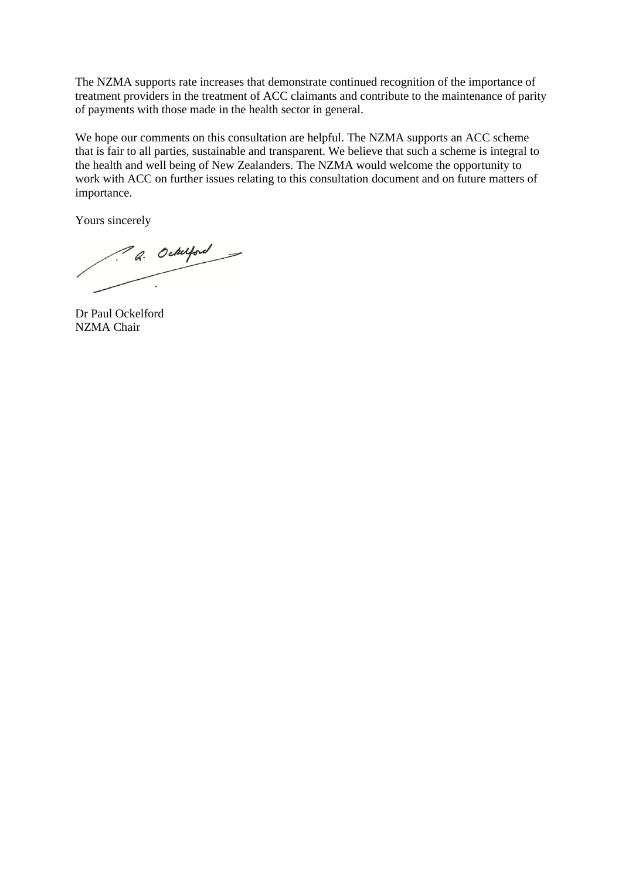The NZMA supports rate increases that demonstrate continued recognition of the importance of treatment providers in the treatment of ACC claimants and contribute to the maintenance of parity of payments with those made in the health sector in general.

We hope our comments on this consultation are helpful. The NZMA supports an ACC scheme that is fair to all parties, sustainable and transparent. We believe that such a scheme is integral to the health and well being of New Zealanders. The NZMA would welcome the opportunity to work with ACC on further issues relating to this consultation document and on future matters of importance.

Yours sincerely

Dr Paul Ockelford
NZMA Chair